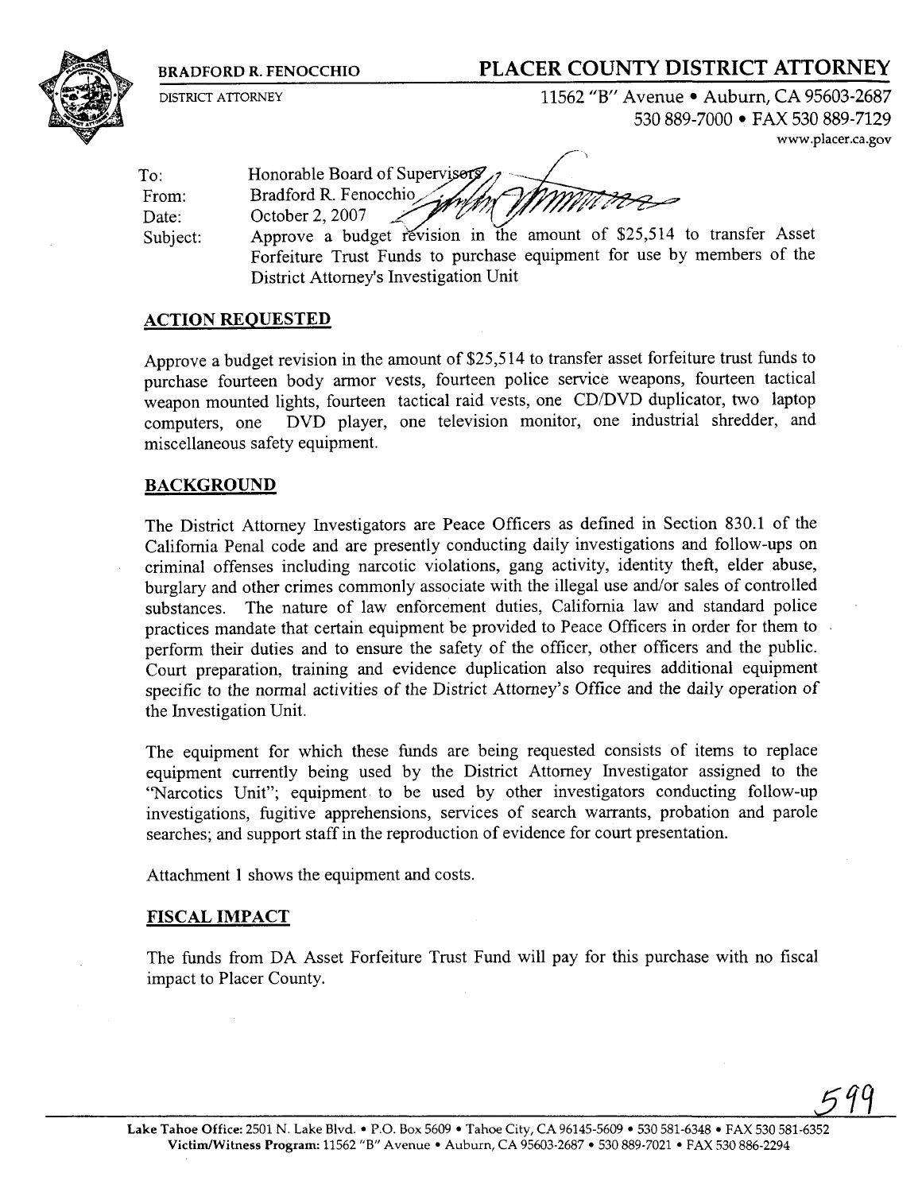**BRADFORD R. FENOCCHIO**
DISTRICT ATTORNEY

# PLACER COUNTY DISTRICT ATTORNEY

11562 "B" Avenue • Auburn, CA 95603-2687
530 889-7000 • FAX 530 889-7129
www.placer.ca.gov

To: Honorable Board of Supervisors
From: Bradford R. Fenocchio
Date: October 2, 2007
Subject: Approve a budget revision in the amount of $25,514 to transfer Asset Forfeiture Trust Funds to purchase equipment for use by members of the District Attorney's Investigation Unit

## ACTION REQUESTED

Approve a budget revision in the amount of $25,514 to transfer asset forfeiture trust funds to purchase fourteen body armor vests, fourteen police service weapons, fourteen tactical weapon mounted lights, fourteen tactical raid vests, one CD/DVD duplicator, two laptop computers, one DVD player, one television monitor, one industrial shredder, and miscellaneous safety equipment.

## BACKGROUND

The District Attorney Investigators are Peace Officers as defined in Section 830.1 of the California Penal code and are presently conducting daily investigations and follow-ups on criminal offenses including narcotic violations, gang activity, identity theft, elder abuse, burglary and other crimes commonly associate with the illegal use and/or sales of controlled substances. The nature of law enforcement duties, California law and standard police practices mandate that certain equipment be provided to Peace Officers in order for them to perform their duties and to ensure the safety of the officer, other officers and the public. Court preparation, training and evidence duplication also requires additional equipment specific to the normal activities of the District Attorney's Office and the daily operation of the Investigation Unit.

The equipment for which these funds are being requested consists of items to replace equipment currently being used by the District Attorney Investigator assigned to the "Narcotics Unit"; equipment to be used by other investigators conducting follow-up investigations, fugitive apprehensions, services of search warrants, probation and parole searches; and support staff in the reproduction of evidence for court presentation.

Attachment 1 shows the equipment and costs.

## FISCAL IMPACT

The funds from DA Asset Forfeiture Trust Fund will pay for this purchase with no fiscal impact to Placer County.

**Lake Tahoe Office:** 2501 N. Lake Blvd. • P.O. Box 5609 • Tahoe City, CA 96145-5609 • 530 581-6348 • FAX 530 581-6352
**Victim/Witness Program:** 11562 "B" Avenue • Auburn, CA 95603-2687 • 530 889-7021 • FAX 530 886-2294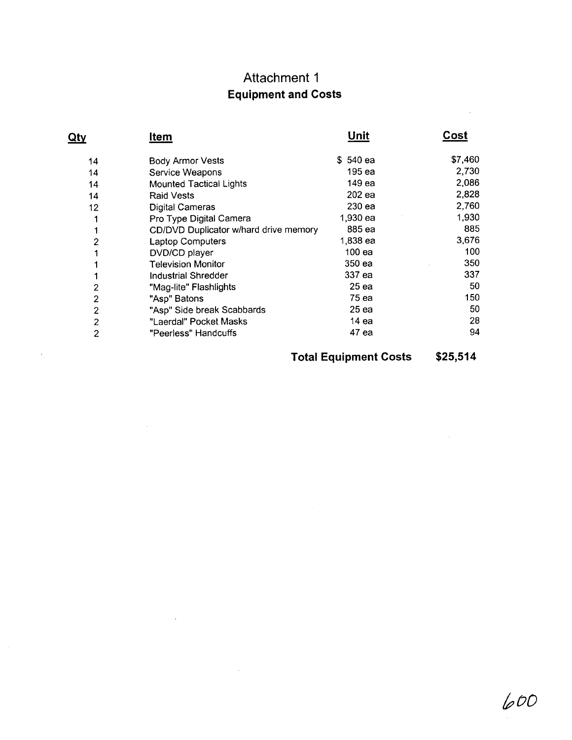# Attachment 1

## Equipment and Costs

| Qty | Item | Unit | Cost |
|---|---|---|---|
| 14 | Body Armor Vests | $ 540 ea | $7,460 |
| 14 | Service Weapons | 195 ea | 2,730 |
| 14 | Mounted Tactical Lights | 149 ea | 2,086 |
| 14 | Raid Vests | 202 ea | 2,828 |
| 12 | Digital Cameras | 230 ea | 2,760 |
| 1 | Pro Type Digital Camera | 1,930 ea | 1,930 |
| 1 | CD/DVD Duplicator w/hard drive memory | 885 ea | 885 |
| 2 | Laptop Computers | 1,838 ea | 3,676 |
| 1 | DVD/CD player | 100 ea | 100 |
| 1 | Television Monitor | 350 ea | 350 |
| 1 | Industrial Shredder | 337 ea | 337 |
| 2 | "Mag-lite" Flashlights | 25 ea | 50 |
| 2 | "Asp" Batons | 75 ea | 150 |
| 2 | "Asp" Side break Scabbards | 25 ea | 50 |
| 2 | "Laerdal" Pocket Masks | 14 ea | 28 |
| 2 | "Peerless" Handcuffs | 47 ea | 94 |
| | | **Total Equipment Costs** | **$25,514** |

600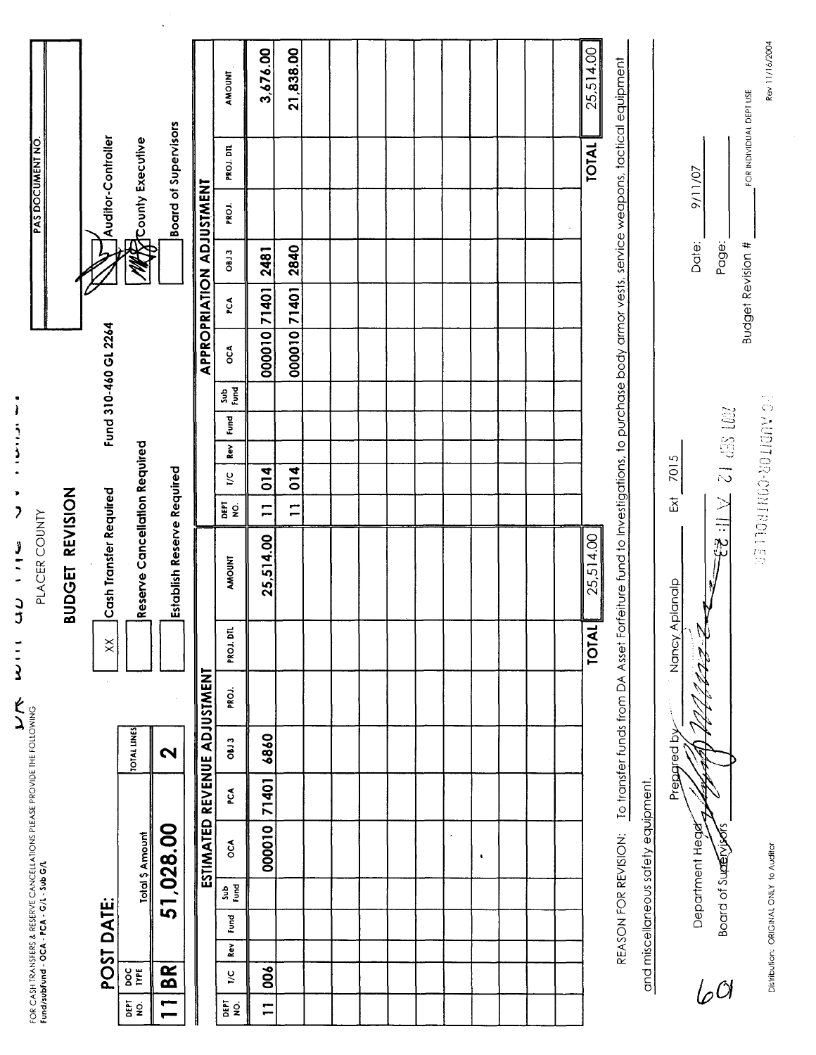FOR CASH TRANSFERS & RESERVE CANCELLATIONS PLEASE PROVIDE THE FOLLOWING
Fund/subfund - OCA - PCA - G/L - Sub G/L

PLACER COUNTY

# BUDGET REVISION

| PAS DOCUMENT NO. |
|---|
| |

**POST DATE:**

| DEPT NO. | DOC TYPE | Total $ Amount | TOTAL LINES |
|---|---|---|---|
| 11 | BR | 51,028.00 | 2 |

| | | |
|---|---|---|
| XX | Cash Transfer Required | Fund 310-460 GL 2264 |
| | Reserve Cancellation Required | |
| | Establish Reserve Required | |

| | |
|---|---|
| ✓ | Auditor-Controller |
| ✓ | County Executive |
| | Board of Supervisors |

**ESTIMATED REVENUE ADJUSTMENT**

| DEPT NO. | T/C | Rev | Fund | Sub Fund | OCA | PCA | OBJ 3 | PROJ. | PROJ. DTL | AMOUNT |
|---|---|---|---|---|---|---|---|---|---|---|
| 11 | 006 | | | | 000010 | 71401 | 6860 | | | 25,514.00 |
| | | | | | | | | | **TOTAL** | 25,514.00 |

**APPROPRIATION ADJUSTMENT**

| DEPT NO. | T/C | Rev | Fund | Sub Fund | OCA | PCA | OBJ 3 | PROJ. | PROJ. DTL | AMOUNT |
|---|---|---|---|---|---|---|---|---|---|---|
| 11 | 014 | | | | 000010 | 71401 | 2481 | | | 3,676.00 |
| 11 | 014 | | | | 000010 | 71401 | 2840 | | | 21,838.00 |
| | | | | | | | | | **TOTAL** | 25,514.00 |

REASON FOR REVISION: To transfer funds from DA Asset Forfeiture fund to Investigations, to purchase body armor vests, service weapons, tactical equipment and miscellaneous safety equipment.

Prepared by: Nancy Aplanalp Ext 7015

Department Head: [signature]

Board of Supervisors: ______

Date: 9/11/07

Page: ______

Budget Revision # ______ FOR INDIVIDUAL DEPT USE

2007 SEP 12 AM 11:23

AUDITOR-CONTROLLER

601

Distribution: ORIGINAL ONLY to Auditor

Rev 11/16/2004